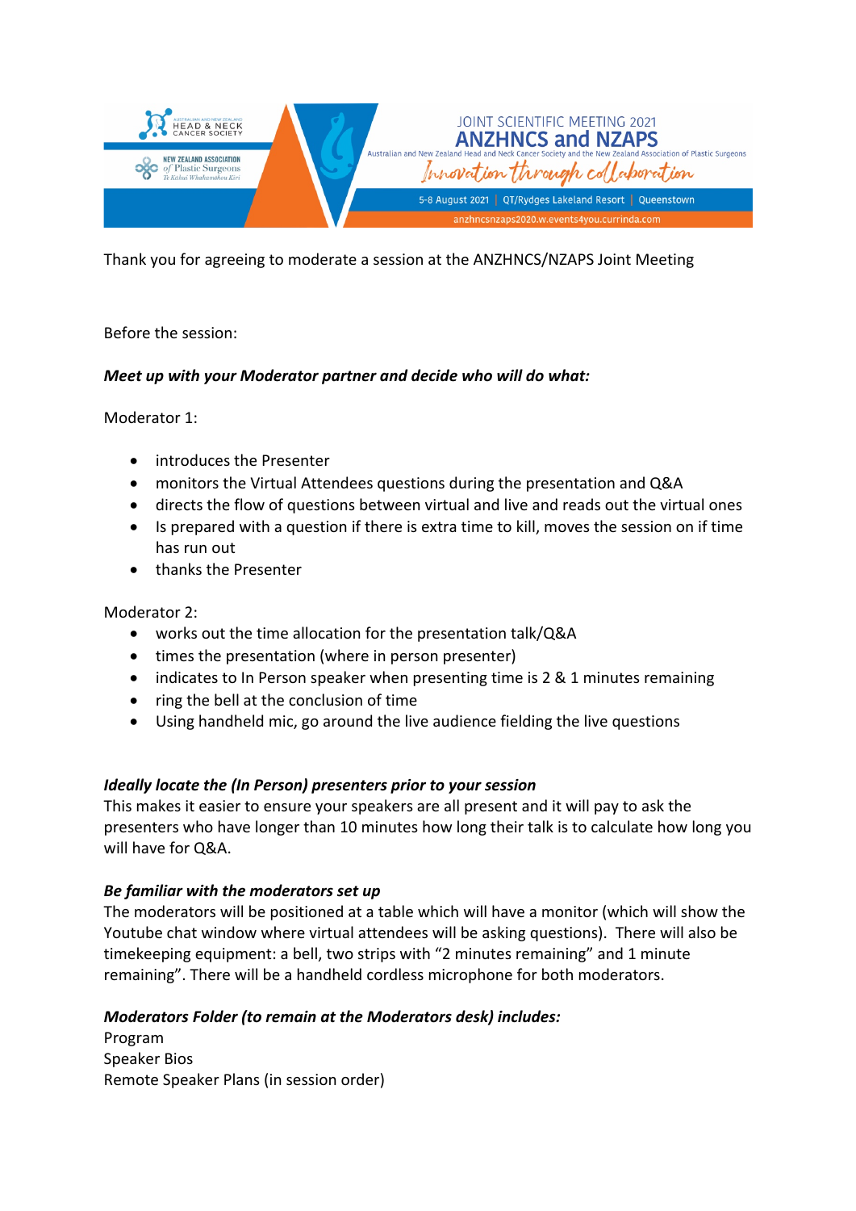JOINT SCIENTIFIC MEETING 2021

# ANZHNCS and NZAPS

Australian and New Zealand Head and Neck Cancer Society and the New Zealand Association of Plastic Surgeons

*Innovation through collaboration*

5-8 August 2021 | QT/Rydges Lakeland Resort | Queenstown

anzhncsnzaps2020.w.events4you.currinda.com

Thank you for agreeing to moderate a session at the ANZHNCS/NZAPS Joint Meeting

Before the session:

***Meet up with your Moderator partner and decide who will do what:***

Moderator 1:

- introduces the Presenter
- monitors the Virtual Attendees questions during the presentation and Q&A
- directs the flow of questions between virtual and live and reads out the virtual ones
- Is prepared with a question if there is extra time to kill, moves the session on if time has run out
- thanks the Presenter

Moderator 2:

- works out the time allocation for the presentation talk/Q&A
- times the presentation (where in person presenter)
- indicates to In Person speaker when presenting time is 2 & 1 minutes remaining
- ring the bell at the conclusion of time
- Using handheld mic, go around the live audience fielding the live questions

***Ideally locate the (In Person) presenters prior to your session***

This makes it easier to ensure your speakers are all present and it will pay to ask the presenters who have longer than 10 minutes how long their talk is to calculate how long you will have for Q&A.

***Be familiar with the moderators set up***

The moderators will be positioned at a table which will have a monitor (which will show the Youtube chat window where virtual attendees will be asking questions). There will also be timekeeping equipment: a bell, two strips with "2 minutes remaining" and 1 minute remaining". There will be a handheld cordless microphone for both moderators.

***Moderators Folder (to remain at the Moderators desk) includes:***

Program
Speaker Bios
Remote Speaker Plans (in session order)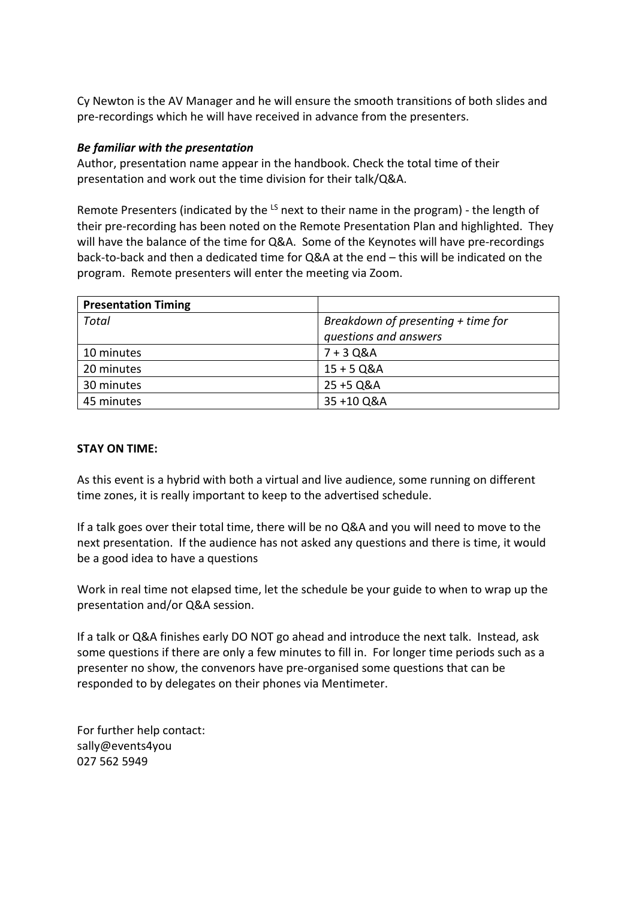Cy Newton is the AV Manager and he will ensure the smooth transitions of both slides and pre-recordings which he will have received in advance from the presenters.

***Be familiar with the presentation***

Author, presentation name appear in the handbook. Check the total time of their presentation and work out the time division for their talk/Q&A.

Remote Presenters (indicated by the [LS] next to their name in the program) - the length of their pre-recording has been noted on the Remote Presentation Plan and highlighted. They will have the balance of the time for Q&A. Some of the Keynotes will have pre-recordings back-to-back and then a dedicated time for Q&A at the end – this will be indicated on the program. Remote presenters will enter the meeting via Zoom.

| **Presentation Timing** | |
|---|---|
| *Total* | *Breakdown of presenting + time for questions and answers* |
| 10 minutes | 7 + 3 Q&A |
| 20 minutes | 15 + 5 Q&A |
| 30 minutes | 25 +5 Q&A |
| 45 minutes | 35 +10 Q&A |

**STAY ON TIME:**

As this event is a hybrid with both a virtual and live audience, some running on different time zones, it is really important to keep to the advertised schedule.

If a talk goes over their total time, there will be no Q&A and you will need to move to the next presentation. If the audience has not asked any questions and there is time, it would be a good idea to have a questions

Work in real time not elapsed time, let the schedule be your guide to when to wrap up the presentation and/or Q&A session.

If a talk or Q&A finishes early DO NOT go ahead and introduce the next talk. Instead, ask some questions if there are only a few minutes to fill in. For longer time periods such as a presenter no show, the convenors have pre-organised some questions that can be responded to by delegates on their phones via Mentimeter.

For further help contact:
sally@events4you
027 562 5949